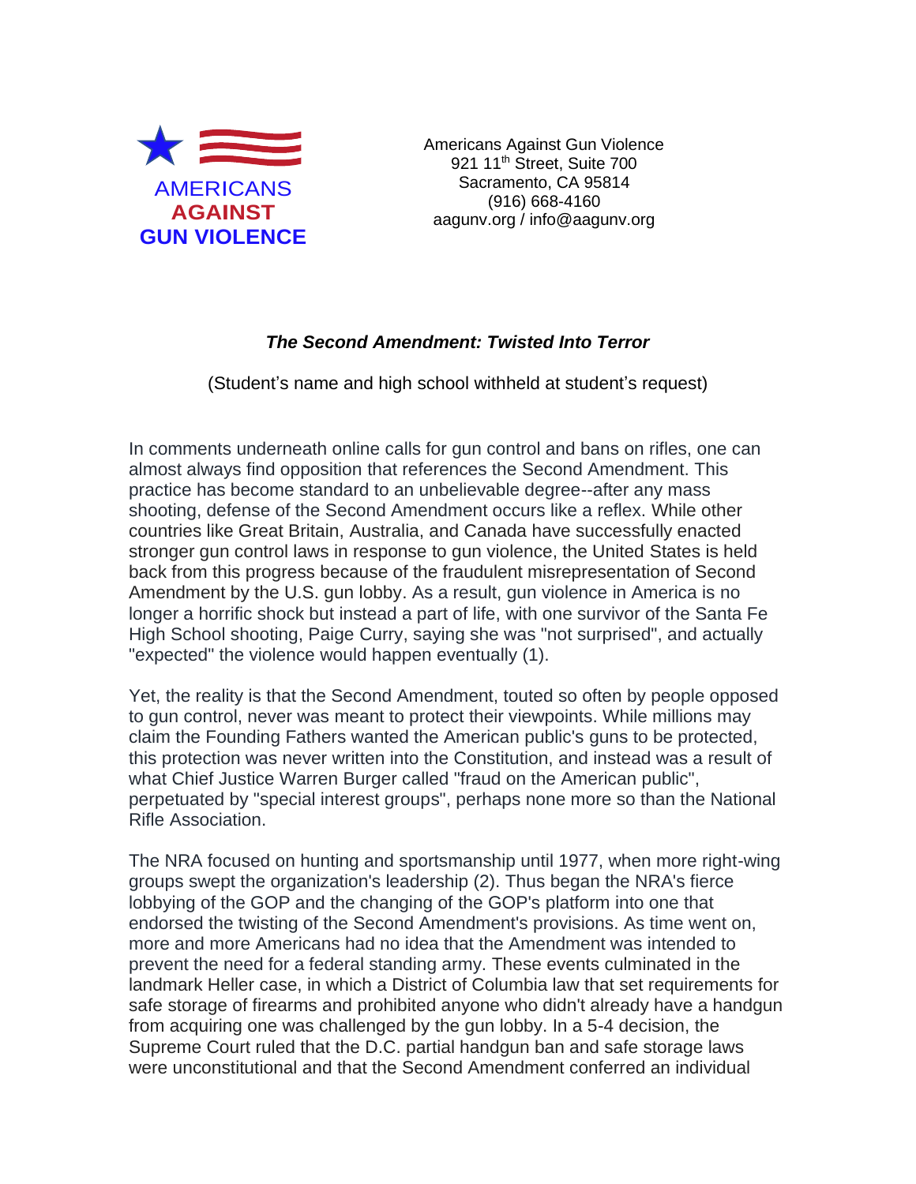**AMERICANS AGAINST GUN VIOLENCE**

Americans Against Gun Violence
921 11th Street, Suite 700
Sacramento, CA 95814
(916) 668-4160
aagunv.org / info@aagunv.org

## *The Second Amendment: Twisted Into Terror*

(Student's name and high school withheld at student's request)

In comments underneath online calls for gun control and bans on rifles, one can almost always find opposition that references the Second Amendment. This practice has become standard to an unbelievable degree--after any mass shooting, defense of the Second Amendment occurs like a reflex. While other countries like Great Britain, Australia, and Canada have successfully enacted stronger gun control laws in response to gun violence, the United States is held back from this progress because of the fraudulent misrepresentation of Second Amendment by the U.S. gun lobby. As a result, gun violence in America is no longer a horrific shock but instead a part of life, with one survivor of the Santa Fe High School shooting, Paige Curry, saying she was "not surprised", and actually "expected" the violence would happen eventually (1).

Yet, the reality is that the Second Amendment, touted so often by people opposed to gun control, never was meant to protect their viewpoints. While millions may claim the Founding Fathers wanted the American public's guns to be protected, this protection was never written into the Constitution, and instead was a result of what Chief Justice Warren Burger called "fraud on the American public", perpetuated by "special interest groups", perhaps none more so than the National Rifle Association.

The NRA focused on hunting and sportsmanship until 1977, when more right-wing groups swept the organization's leadership (2). Thus began the NRA's fierce lobbying of the GOP and the changing of the GOP's platform into one that endorsed the twisting of the Second Amendment's provisions. As time went on, more and more Americans had no idea that the Amendment was intended to prevent the need for a federal standing army. These events culminated in the landmark Heller case, in which a District of Columbia law that set requirements for safe storage of firearms and prohibited anyone who didn't already have a handgun from acquiring one was challenged by the gun lobby. In a 5-4 decision, the Supreme Court ruled that the D.C. partial handgun ban and safe storage laws were unconstitutional and that the Second Amendment conferred an individual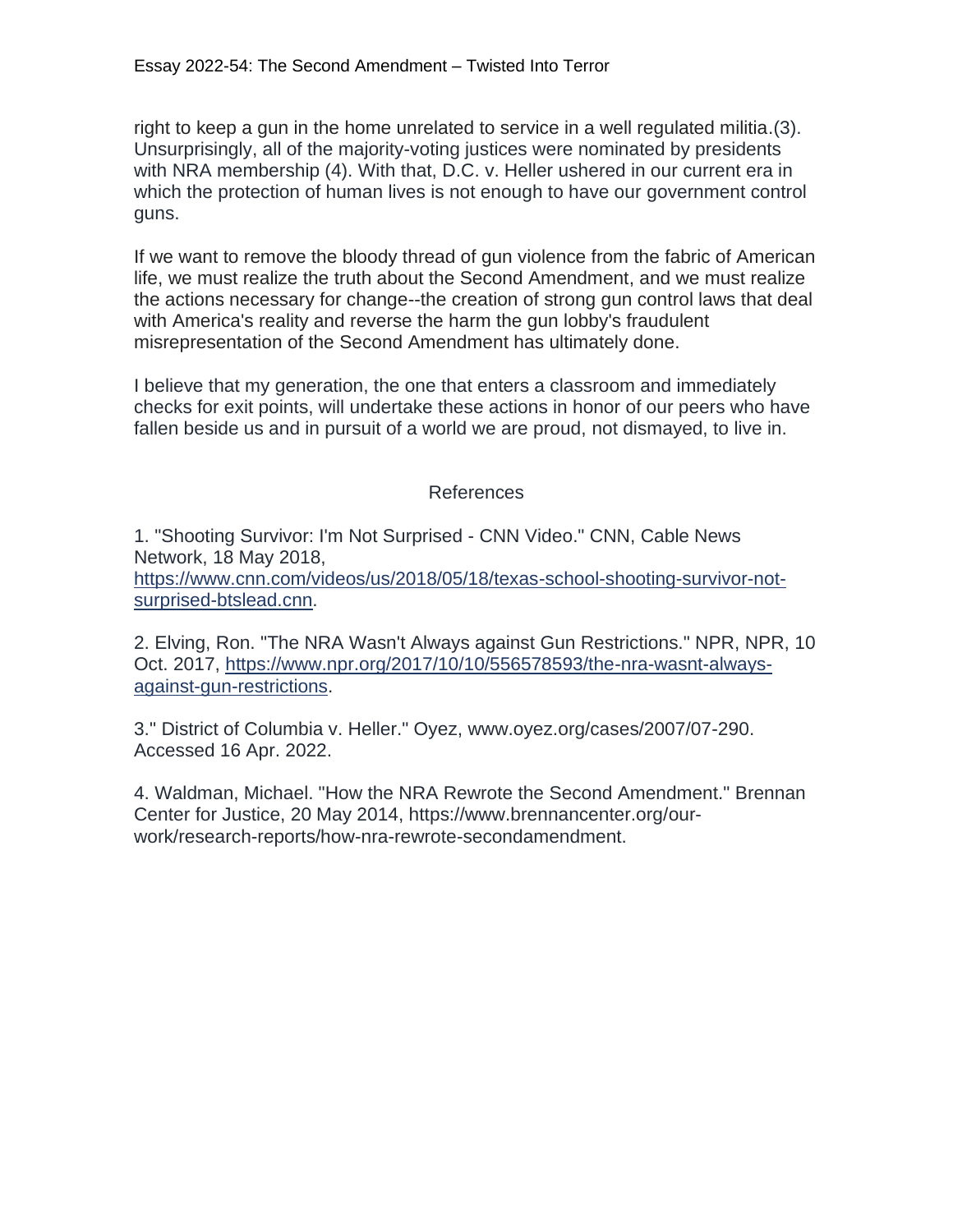right to keep a gun in the home unrelated to service in a well regulated militia.(3). Unsurprisingly, all of the majority-voting justices were nominated by presidents with NRA membership (4). With that, D.C. v. Heller ushered in our current era in which the protection of human lives is not enough to have our government control guns.

If we want to remove the bloody thread of gun violence from the fabric of American life, we must realize the truth about the Second Amendment, and we must realize the actions necessary for change--the creation of strong gun control laws that deal with America's reality and reverse the harm the gun lobby's fraudulent misrepresentation of the Second Amendment has ultimately done.

I believe that my generation, the one that enters a classroom and immediately checks for exit points, will undertake these actions in honor of our peers who have fallen beside us and in pursuit of a world we are proud, not dismayed, to live in.

## References

1. "Shooting Survivor: I'm Not Surprised - CNN Video." CNN, Cable News Network, 18 May 2018, https://www.cnn.com/videos/us/2018/05/18/texas-school-shooting-survivor-not-surprised-btslead.cnn.

2. Elving, Ron. "The NRA Wasn't Always against Gun Restrictions." NPR, NPR, 10 Oct. 2017, https://www.npr.org/2017/10/10/556578593/the-nra-wasnt-always-against-gun-restrictions.

3." District of Columbia v. Heller." Oyez, www.oyez.org/cases/2007/07-290. Accessed 16 Apr. 2022.

4. Waldman, Michael. "How the NRA Rewrote the Second Amendment." Brennan Center for Justice, 20 May 2014, https://www.brennancenter.org/our-work/research-reports/how-nra-rewrote-secondamendment.